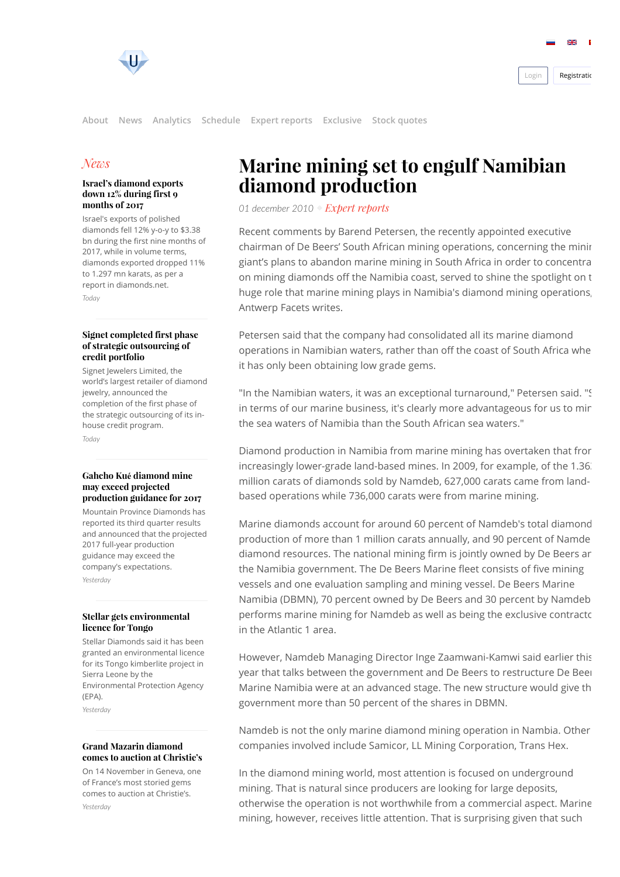About News Analytics Schedule Expert reports Exclusive Stock quotes

## News

### Israel's diamond exports down 12% during first 9 months of 2017

Israel's exports of polished diamonds fell 12% y-o-y to $3.38 bn during the first nine months of 2017, while in volume terms, diamonds exported dropped 11% to 1.297 mn karats, as per a report in diamonds.net.

*Today*

### Signet completed first phase of strategic outsourcing of credit portfolio

Signet Jewelers Limited, the world's largest retailer of diamond jewelry, announced the completion of the first phase of the strategic outsourcing of its in-house credit program.

*Today*

### Gahcho Kué diamond mine may exceed projected production guidance for 2017

Mountain Province Diamonds has reported its third quarter results and announced that the projected 2017 full-year production guidance may exceed the company's expectations.

*Yesterday*

### Stellar gets environmental licence for Tongo

Stellar Diamonds said it has been granted an environmental licence for its Tongo kimberlite project in Sierra Leone by the Environmental Protection Agency (EPA).

*Yesterday*

### Grand Mazarin diamond comes to auction at Christie's

On 14 November in Geneva, one of France's most storied gems comes to auction at Christie's.

*Yesterday*

# Marine mining set to engulf Namibian diamond production

*01 december 2010* *Expert reports*

Recent comments by Barend Petersen, the recently appointed executive chairman of De Beers' South African mining operations, concerning the minir giant's plans to abandon marine mining in South Africa in order to concentra on mining diamonds off the Namibia coast, served to shine the spotlight on t huge role that marine mining plays in Namibia's diamond mining operations Antwerp Facets writes.

Petersen said that the company had consolidated all its marine diamond operations in Namibian waters, rather than off the coast of South Africa whe it has only been obtaining low grade gems.

"In the Namibian waters, it was an exceptional turnaround," Petersen said. "S in terms of our marine business, it's clearly more advantageous for us to mir the sea waters of Namibia than the South African sea waters."

Diamond production in Namibia from marine mining has overtaken that fror increasingly lower-grade land-based mines. In 2009, for example, of the 1.36 million carats of diamonds sold by Namdeb, 627,000 carats came from land-based operations while 736,000 carats were from marine mining.

Marine diamonds account for around 60 percent of Namdeb's total diamond production of more than 1 million carats annually, and 90 percent of Namde diamond resources. The national mining firm is jointly owned by De Beers ar the Namibia government. The De Beers Marine fleet consists of five mining vessels and one evaluation sampling and mining vessel. De Beers Marine Namibia (DBMN), 70 percent owned by De Beers and 30 percent by Namdeb performs marine mining for Namdeb as well as being the exclusive contracto in the Atlantic 1 area.

However, Namdeb Managing Director Inge Zaamwani-Kamwi said earlier this year that talks between the government and De Beers to restructure De Beer Marine Namibia were at an advanced stage. The new structure would give th government more than 50 percent of the shares in DBMN.

Namdeb is not the only marine diamond mining operation in Nambia. Other companies involved include Samicor, LL Mining Corporation, Trans Hex.

In the diamond mining world, most attention is focused on underground mining. That is natural since producers are looking for large deposits, otherwise the operation is not worthwhile from a commercial aspect. Marine mining, however, receives little attention. That is surprising given that such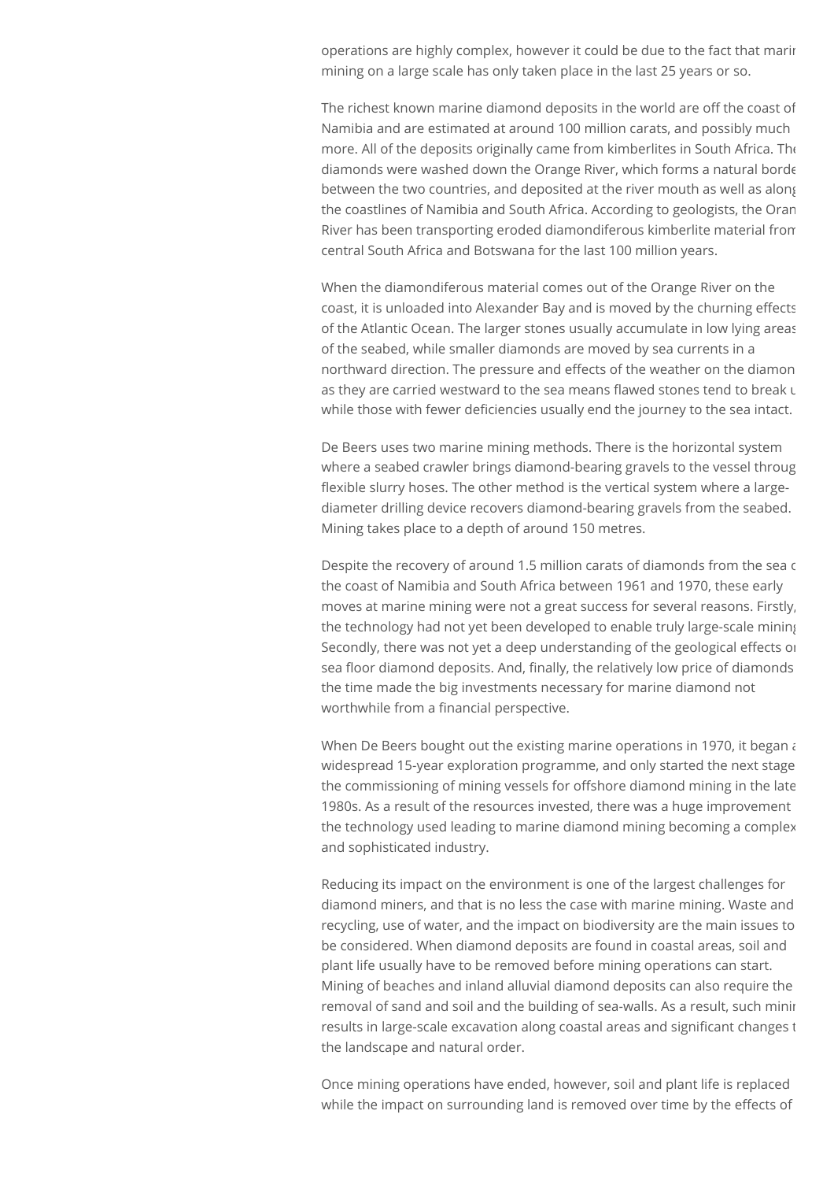operations are highly complex, however it could be due to the fact that marin mining on a large scale has only taken place in the last 25 years or so.

The richest known marine diamond deposits in the world are off the coast of Namibia and are estimated at around 100 million carats, and possibly much more. All of the deposits originally came from kimberlites in South Africa. The diamonds were washed down the Orange River, which forms a natural border between the two countries, and deposited at the river mouth as well as along the coastlines of Namibia and South Africa. According to geologists, the Oran River has been transporting eroded diamondiferous kimberlite material from central South Africa and Botswana for the last 100 million years.

When the diamondiferous material comes out of the Orange River on the coast, it is unloaded into Alexander Bay and is moved by the churning effects of the Atlantic Ocean. The larger stones usually accumulate in low lying areas of the seabed, while smaller diamonds are moved by sea currents in a northward direction. The pressure and effects of the weather on the diamon as they are carried westward to the sea means flawed stones tend to break u while those with fewer deficiencies usually end the journey to the sea intact.

De Beers uses two marine mining methods. There is the horizontal system where a seabed crawler brings diamond-bearing gravels to the vessel throug flexible slurry hoses. The other method is the vertical system where a large-diameter drilling device recovers diamond-bearing gravels from the seabed. Mining takes place to a depth of around 150 metres.

Despite the recovery of around 1.5 million carats of diamonds from the sea c the coast of Namibia and South Africa between 1961 and 1970, these early moves at marine mining were not a great success for several reasons. Firstly, the technology had not yet been developed to enable truly large-scale mining Secondly, there was not yet a deep understanding of the geological effects on sea floor diamond deposits. And, finally, the relatively low price of diamonds the time made the big investments necessary for marine diamond not worthwhile from a financial perspective.

When De Beers bought out the existing marine operations in 1970, it began a widespread 15-year exploration programme, and only started the next stage the commissioning of mining vessels for offshore diamond mining in the late 1980s. As a result of the resources invested, there was a huge improvement the technology used leading to marine diamond mining becoming a complex and sophisticated industry.

Reducing its impact on the environment is one of the largest challenges for diamond miners, and that is no less the case with marine mining. Waste and recycling, use of water, and the impact on biodiversity are the main issues to be considered. When diamond deposits are found in coastal areas, soil and plant life usually have to be removed before mining operations can start. Mining of beaches and inland alluvial diamond deposits can also require the removal of sand and soil and the building of sea-walls. As a result, such minin results in large-scale excavation along coastal areas and significant changes t the landscape and natural order.

Once mining operations have ended, however, soil and plant life is replaced while the impact on surrounding land is removed over time by the effects of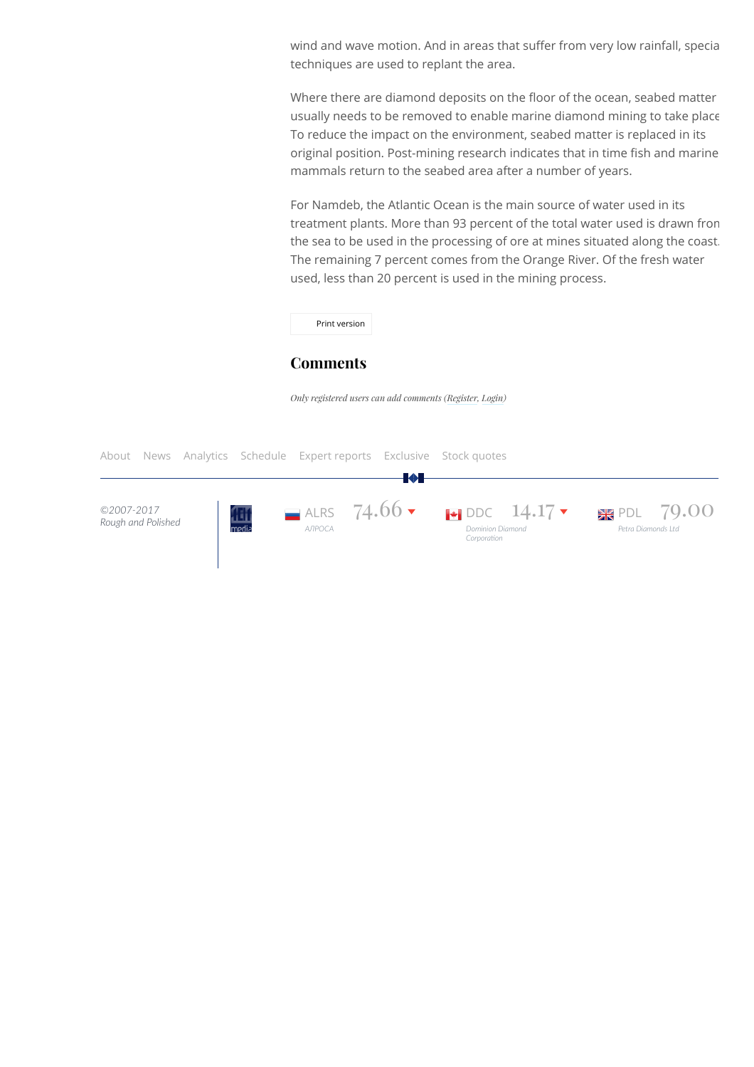wind and wave motion. And in areas that suffer from very low rainfall, specia techniques are used to replant the area.

Where there are diamond deposits on the floor of the ocean, seabed matter usually needs to be removed to enable marine diamond mining to take place To reduce the impact on the environment, seabed matter is replaced in its original position. Post-mining research indicates that in time fish and marine mammals return to the seabed area after a number of years.

For Namdeb, the Atlantic Ocean is the main source of water used in its treatment plants. More than 93 percent of the total water used is drawn fron the sea to be used in the processing of ore at mines situated along the coast. The remaining 7 percent comes from the Orange River. Of the fresh water used, less than 20 percent is used in the mining process.

Print version

## Comments

*Only registered users can add comments (Register, Login)*

About News Analytics Schedule Expert reports Exclusive Stock quotes

*©2007-2017*
*Rough and Polished*

ALRS 74.66 ▼
АЛРОСА

DDC 14.17 ▼
Dominion Diamond Corporation

PDL 79.00
Petra Diamonds Ltd